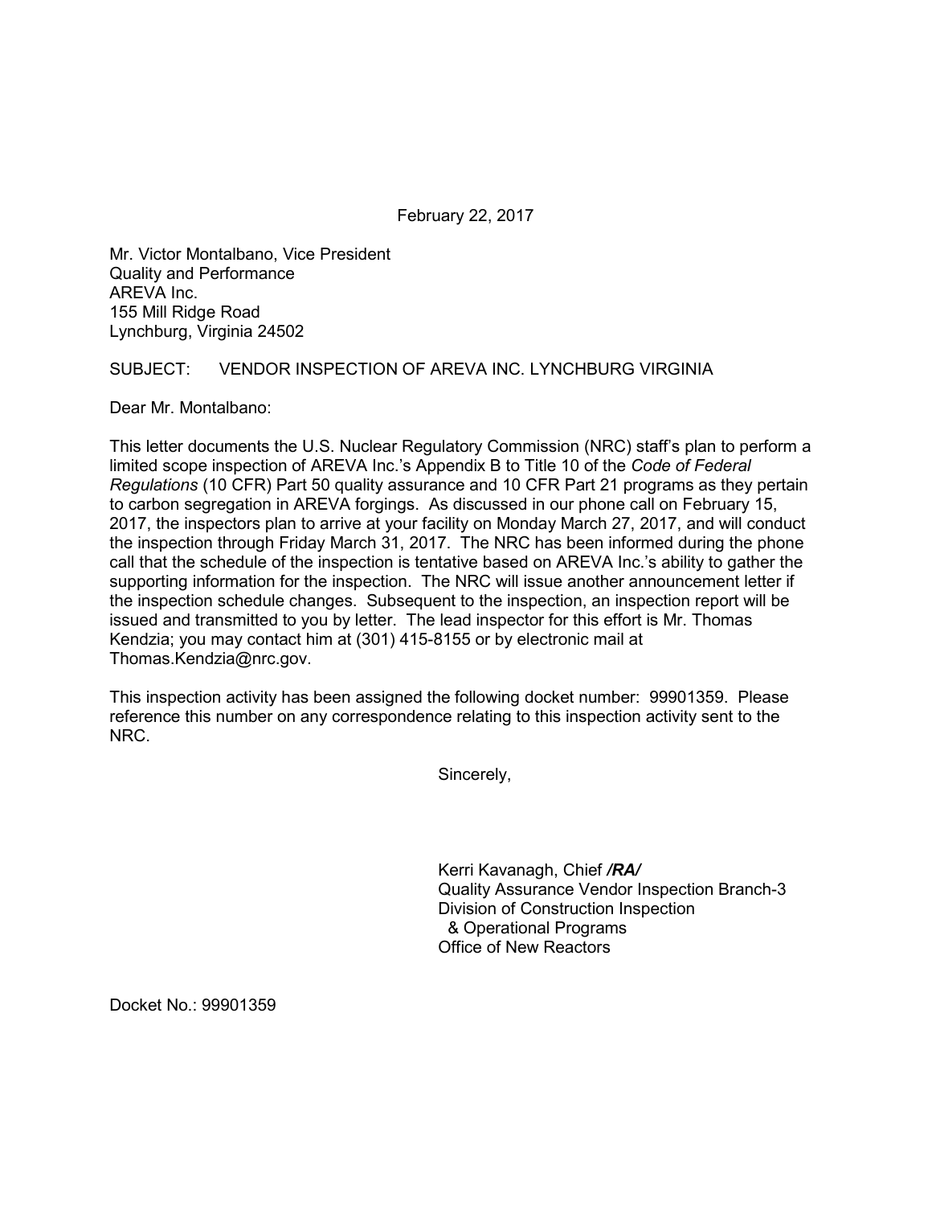February 22, 2017

Mr. Victor Montalbano, Vice President
Quality and Performance
AREVA Inc.
155 Mill Ridge Road
Lynchburg, Virginia 24502

SUBJECT: VENDOR INSPECTION OF AREVA INC. LYNCHBURG VIRGINIA

Dear Mr. Montalbano:

This letter documents the U.S. Nuclear Regulatory Commission (NRC) staff's plan to perform a limited scope inspection of AREVA Inc.'s Appendix B to Title 10 of the *Code of Federal Regulations* (10 CFR) Part 50 quality assurance and 10 CFR Part 21 programs as they pertain to carbon segregation in AREVA forgings. As discussed in our phone call on February 15, 2017, the inspectors plan to arrive at your facility on Monday March 27, 2017, and will conduct the inspection through Friday March 31, 2017. The NRC has been informed during the phone call that the schedule of the inspection is tentative based on AREVA Inc.'s ability to gather the supporting information for the inspection. The NRC will issue another announcement letter if the inspection schedule changes. Subsequent to the inspection, an inspection report will be issued and transmitted to you by letter. The lead inspector for this effort is Mr. Thomas Kendzia; you may contact him at (301) 415-8155 or by electronic mail at Thomas.Kendzia@nrc.gov.

This inspection activity has been assigned the following docket number: 99901359. Please reference this number on any correspondence relating to this inspection activity sent to the NRC.

Sincerely,

Kerri Kavanagh, Chief ***/RA/***
Quality Assurance Vendor Inspection Branch-3
Division of Construction Inspection
& Operational Programs
Office of New Reactors

Docket No.: 99901359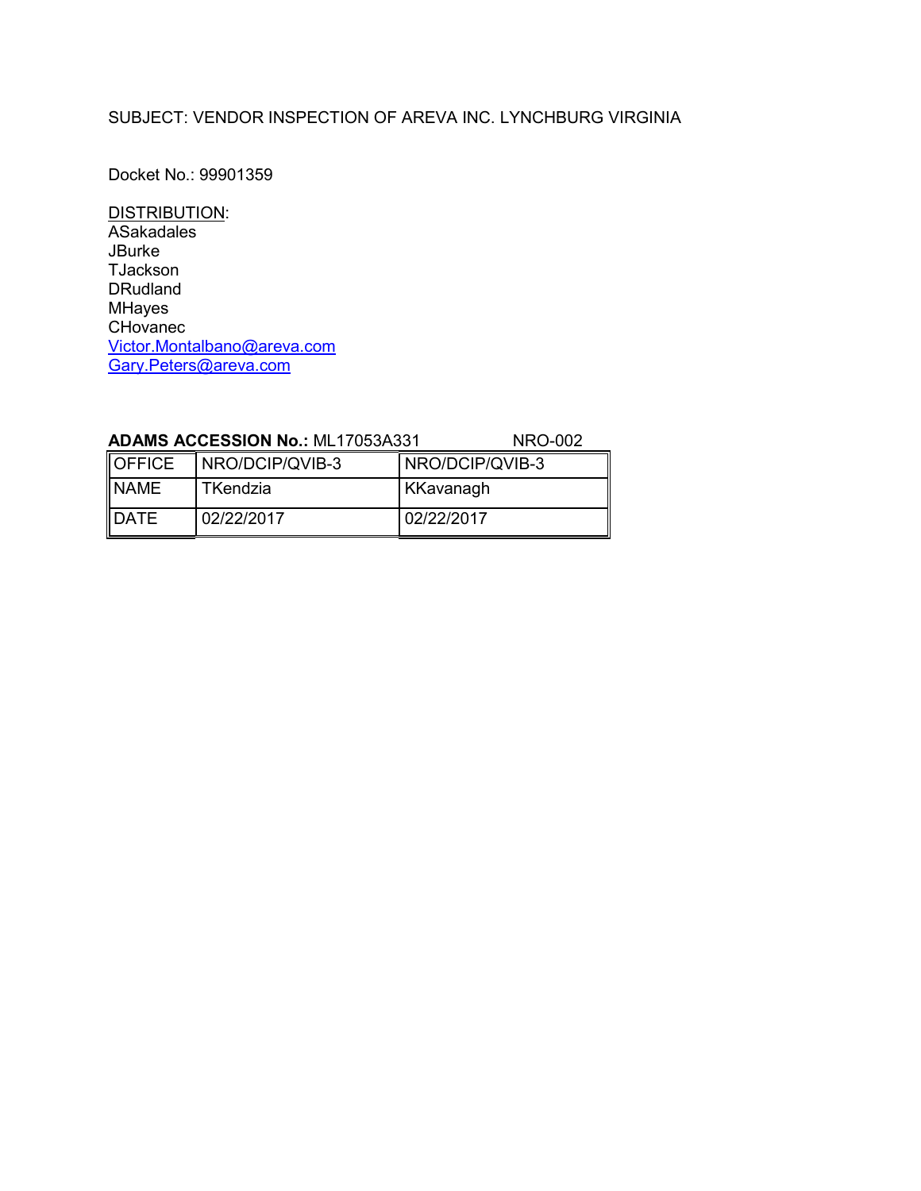SUBJECT: VENDOR INSPECTION OF AREVA INC. LYNCHBURG VIRGINIA

Docket No.: 99901359

DISTRIBUTION:
ASakadales
JBurke
TJackson
DRudland
MHayes
CHovanec
Victor.Montalbano@areva.com
Gary.Peters@areva.com

**ADAMS ACCESSION No.:** ML17053A331 NRO-002

| OFFICE | NRO/DCIP/QVIB-3 | NRO/DCIP/QVIB-3 |
|---|---|---|
| NAME | TKendzia | KKavanagh |
| DATE | 02/22/2017 | 02/22/2017 |